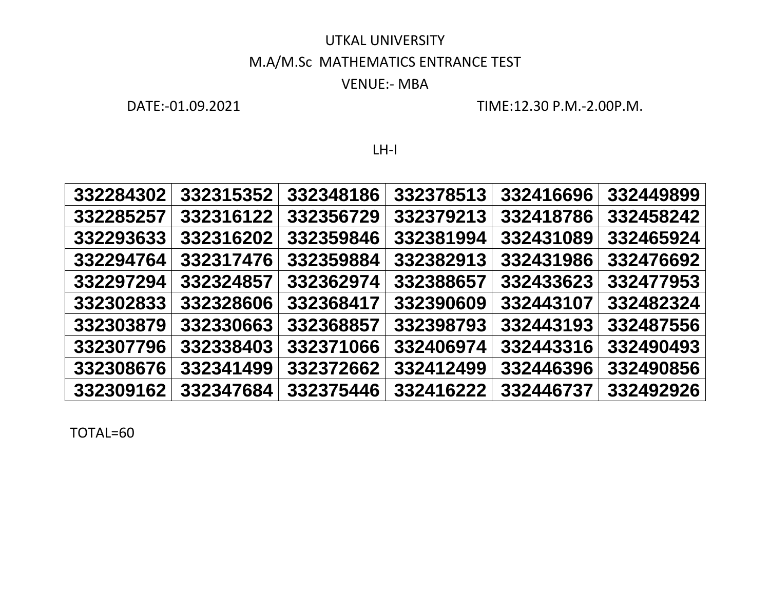# UTKAL UNIVERSITY

## M.A/M.Sc MATHEMATICS ENTRANCE TEST

VENUE:- MBA

DATE:-01.09.2021 TIME:12.30 P.M.-2.00P.M.

LH-I

| | | | | | |
|---|---|---|---|---|---|
| **332284302** | **332315352** | **332348186** | **332378513** | **332416696** | **332449899** |
| **332285257** | **332316122** | **332356729** | **332379213** | **332418786** | **332458242** |
| **332293633** | **332316202** | **332359846** | **332381994** | **332431089** | **332465924** |
| **332294764** | **332317476** | **332359884** | **332382913** | **332431986** | **332476692** |
| **332297294** | **332324857** | **332362974** | **332388657** | **332433623** | **332477953** |
| **332302833** | **332328606** | **332368417** | **332390609** | **332443107** | **332482324** |
| **332303879** | **332330663** | **332368857** | **332398793** | **332443193** | **332487556** |
| **332307796** | **332338403** | **332371066** | **332406974** | **332443316** | **332490493** |
| **332308676** | **332341499** | **332372662** | **332412499** | **332446396** | **332490856** |
| **332309162** | **332347684** | **332375446** | **332416222** | **332446737** | **332492926** |

TOTAL=60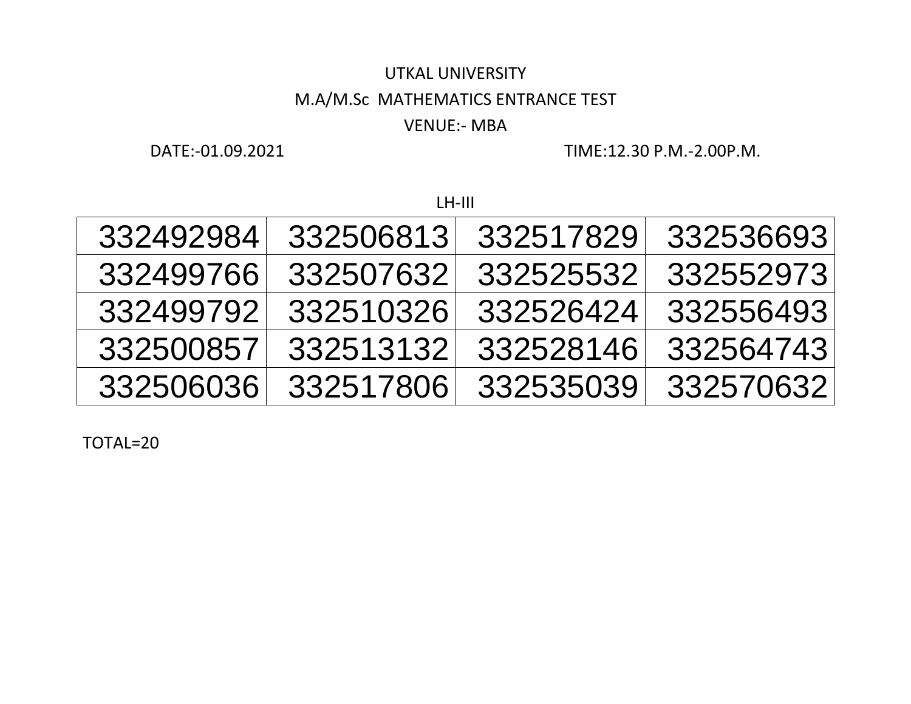UTKAL UNIVERSITY

M.A/M.Sc MATHEMATICS ENTRANCE TEST

VENUE:- MBA

DATE:-01.09.2021 TIME:12.30 P.M.-2.00P.M.

LH-III

| | | | |
|---|---|---|---|
| 332492984 | 332506813 | 332517829 | 332536693 |
| 332499766 | 332507632 | 332525532 | 332552973 |
| 332499792 | 332510326 | 332526424 | 332556493 |
| 332500857 | 332513132 | 332528146 | 332564743 |
| 332506036 | 332517806 | 332535039 | 332570632 |

TOTAL=20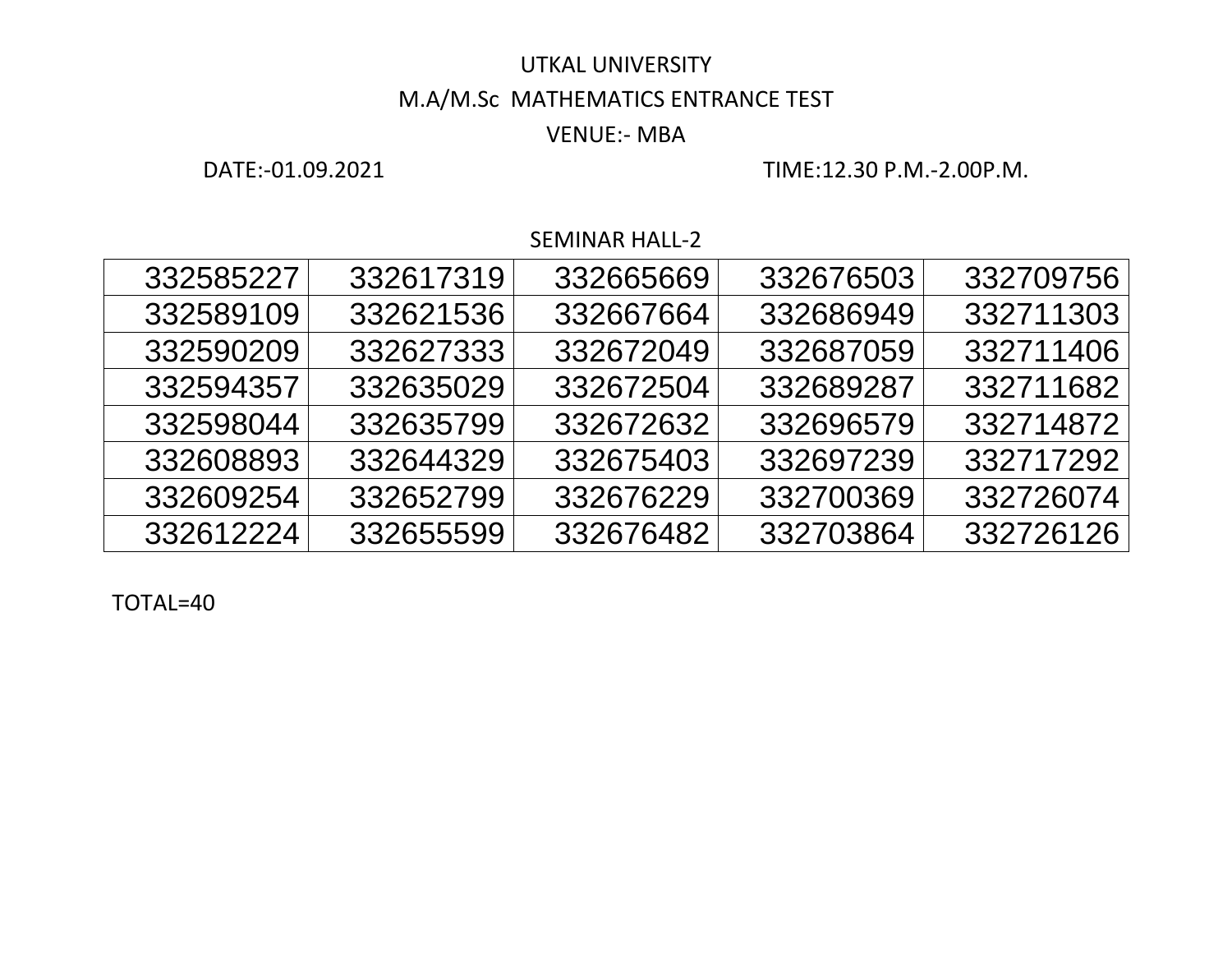UTKAL UNIVERSITY

M.A/M.Sc MATHEMATICS ENTRANCE TEST

VENUE:- MBA

DATE:-01.09.2021 TIME:12.30 P.M.-2.00P.M.

SEMINAR HALL-2

| | | | | |
|---|---|---|---|---|
| 332585227 | 332617319 | 332665669 | 332676503 | 332709756 |
| 332589109 | 332621536 | 332667664 | 332686949 | 332711303 |
| 332590209 | 332627333 | 332672049 | 332687059 | 332711406 |
| 332594357 | 332635029 | 332672504 | 332689287 | 332711682 |
| 332598044 | 332635799 | 332672632 | 332696579 | 332714872 |
| 332608893 | 332644329 | 332675403 | 332697239 | 332717292 |
| 332609254 | 332652799 | 332676229 | 332700369 | 332726074 |
| 332612224 | 332655599 | 332676482 | 332703864 | 332726126 |

TOTAL=40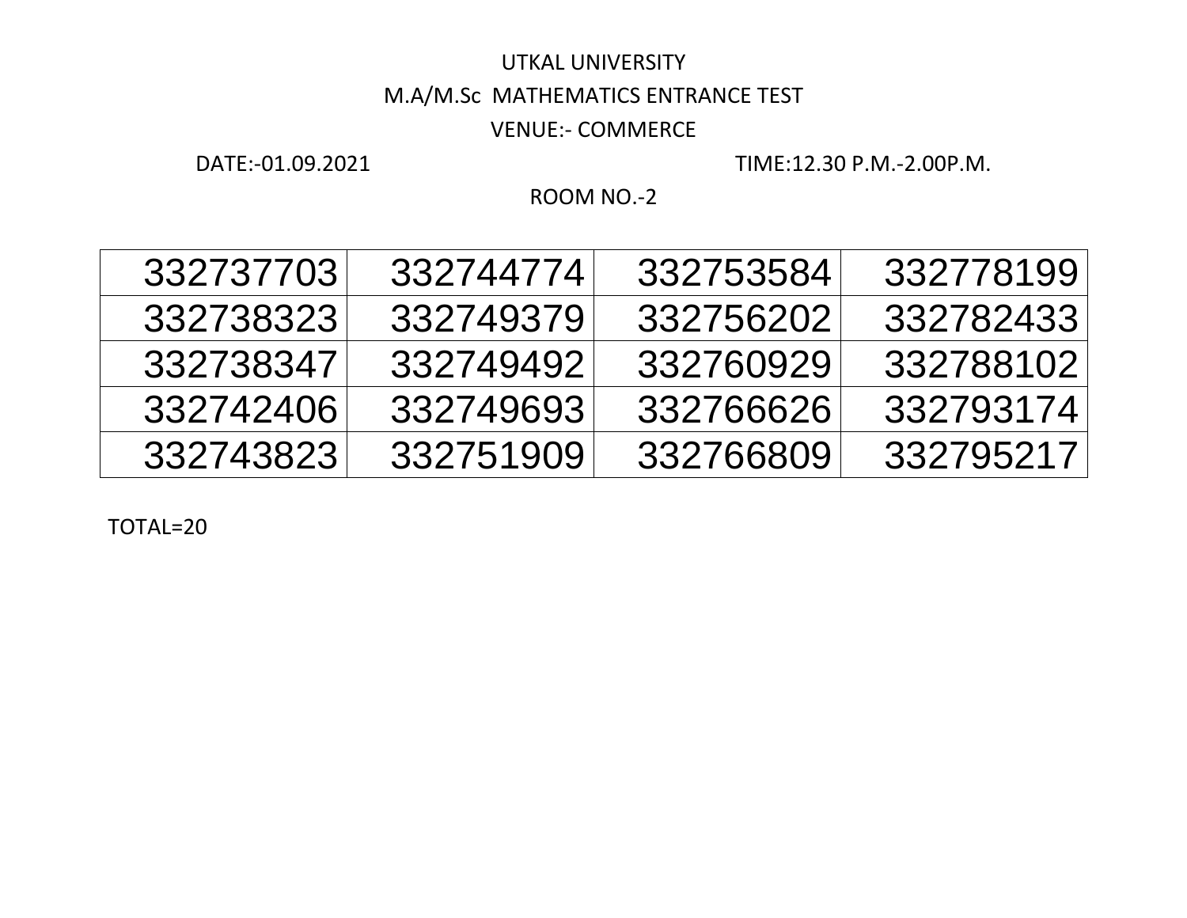UTKAL UNIVERSITY

M.A/M.Sc MATHEMATICS ENTRANCE TEST

VENUE:- COMMERCE

DATE:-01.09.2021 TIME:12.30 P.M.-2.00P.M.

ROOM NO.-2

| | | | |
|---|---|---|---|
| 332737703 | 332744774 | 332753584 | 332778199 |
| 332738323 | 332749379 | 332756202 | 332782433 |
| 332738347 | 332749492 | 332760929 | 332788102 |
| 332742406 | 332749693 | 332766626 | 332793174 |
| 332743823 | 332751909 | 332766809 | 332795217 |

TOTAL=20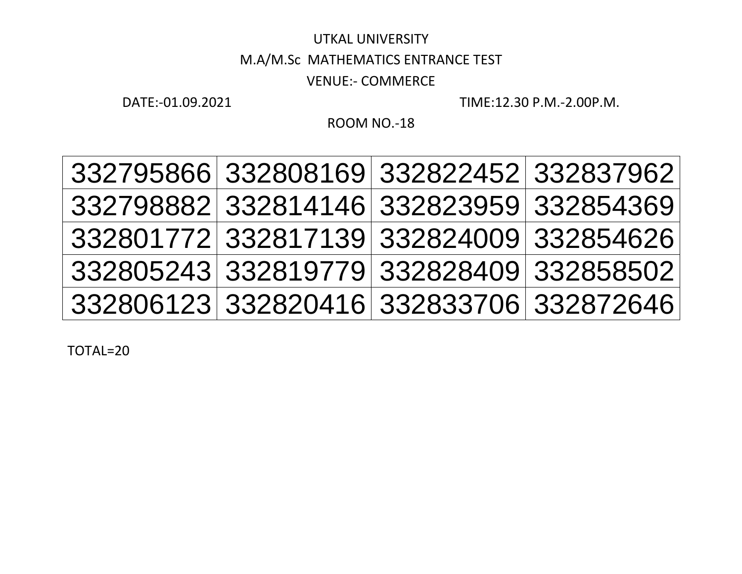UTKAL UNIVERSITY

M.A/M.Sc MATHEMATICS ENTRANCE TEST

VENUE:- COMMERCE

DATE:-01.09.2021 TIME:12.30 P.M.-2.00P.M.

ROOM NO.-18

| | | | |
|---|---|---|---|
| 332795866 | 332808169 | 332822452 | 332837962 |
| 332798882 | 332814146 | 332823959 | 332854369 |
| 332801772 | 332817139 | 332824009 | 332854626 |
| 332805243 | 332819779 | 332828409 | 332858502 |
| 332806123 | 332820416 | 332833706 | 332872646 |

TOTAL=20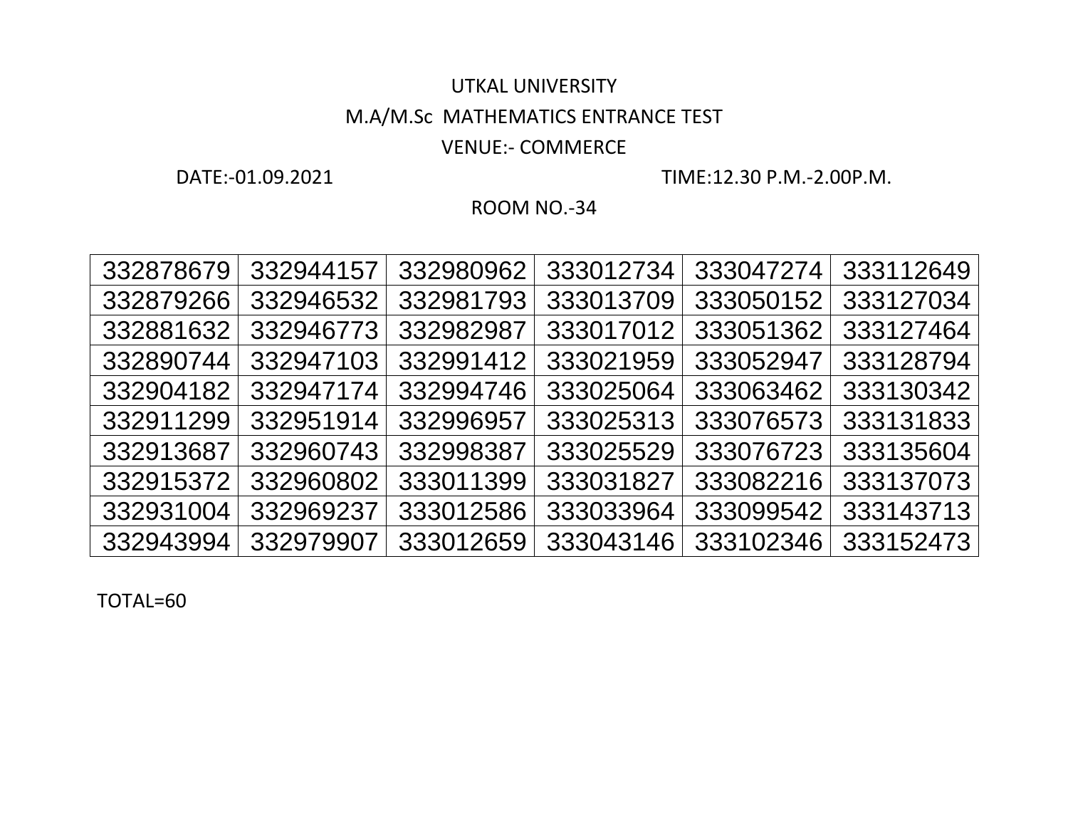UTKAL UNIVERSITY

M.A/M.Sc MATHEMATICS ENTRANCE TEST

VENUE:- COMMERCE

DATE:-01.09.2021 TIME:12.30 P.M.-2.00P.M.

ROOM NO.-34

| | | | | | |
|---|---|---|---|---|---|
| 332878679 | 332944157 | 332980962 | 333012734 | 333047274 | 333112649 |
| 332879266 | 332946532 | 332981793 | 333013709 | 333050152 | 333127034 |
| 332881632 | 332946773 | 332982987 | 333017012 | 333051362 | 333127464 |
| 332890744 | 332947103 | 332991412 | 333021959 | 333052947 | 333128794 |
| 332904182 | 332947174 | 332994746 | 333025064 | 333063462 | 333130342 |
| 332911299 | 332951914 | 332996957 | 333025313 | 333076573 | 333131833 |
| 332913687 | 332960743 | 332998387 | 333025529 | 333076723 | 333135604 |
| 332915372 | 332960802 | 333011399 | 333031827 | 333082216 | 333137073 |
| 332931004 | 332969237 | 333012586 | 333033964 | 333099542 | 333143713 |
| 332943994 | 332979907 | 333012659 | 333043146 | 333102346 | 333152473 |

TOTAL=60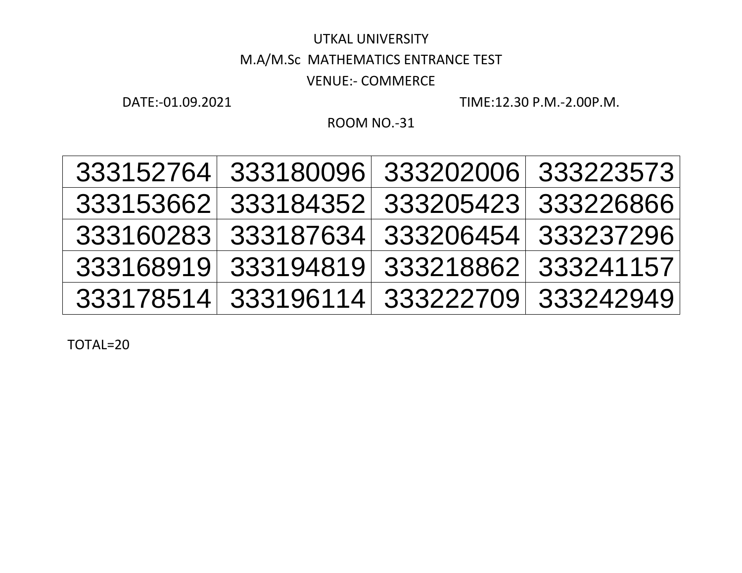UTKAL UNIVERSITY

M.A/M.Sc MATHEMATICS ENTRANCE TEST

VENUE:- COMMERCE

DATE:-01.09.2021 TIME:12.30 P.M.-2.00P.M.

ROOM NO.-31

| | | | |
|---|---|---|---|
| 333152764 | 333180096 | 333202006 | 333223573 |
| 333153662 | 333184352 | 333205423 | 333226866 |
| 333160283 | 333187634 | 333206454 | 333237296 |
| 333168919 | 333194819 | 333218862 | 333241157 |
| 333178514 | 333196114 | 333222709 | 333242949 |

TOTAL=20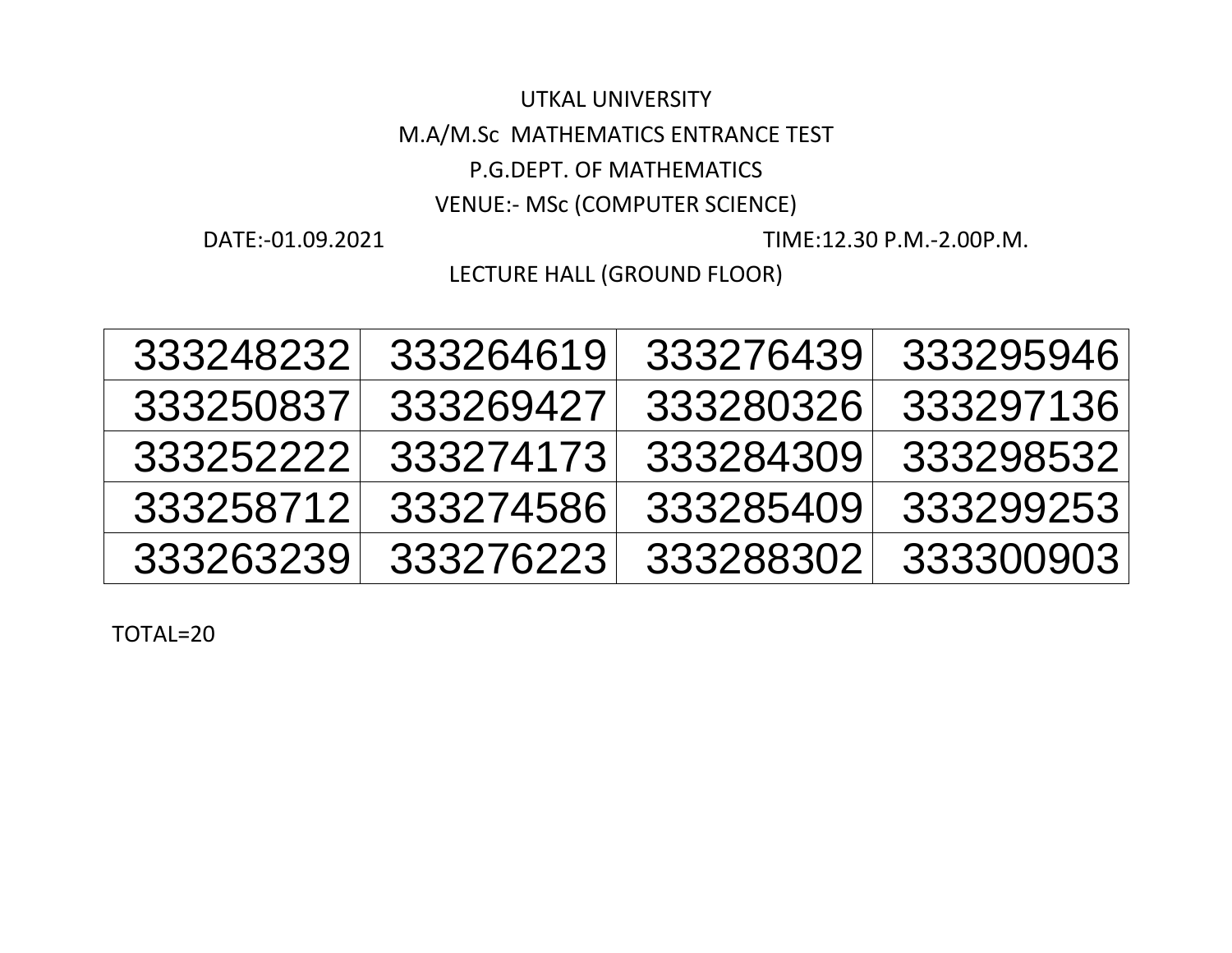UTKAL UNIVERSITY

M.A/M.Sc MATHEMATICS ENTRANCE TEST

P.G.DEPT. OF MATHEMATICS

VENUE:- MSc (COMPUTER SCIENCE)

DATE:-01.09.2021 TIME:12.30 P.M.-2.00P.M.

LECTURE HALL (GROUND FLOOR)

| | | | |
|---|---|---|---|
| 333248232 | 333264619 | 333276439 | 333295946 |
| 333250837 | 333269427 | 333280326 | 333297136 |
| 333252222 | 333274173 | 333284309 | 333298532 |
| 333258712 | 333274586 | 333285409 | 333299253 |
| 333263239 | 333276223 | 333288302 | 333300903 |

TOTAL=20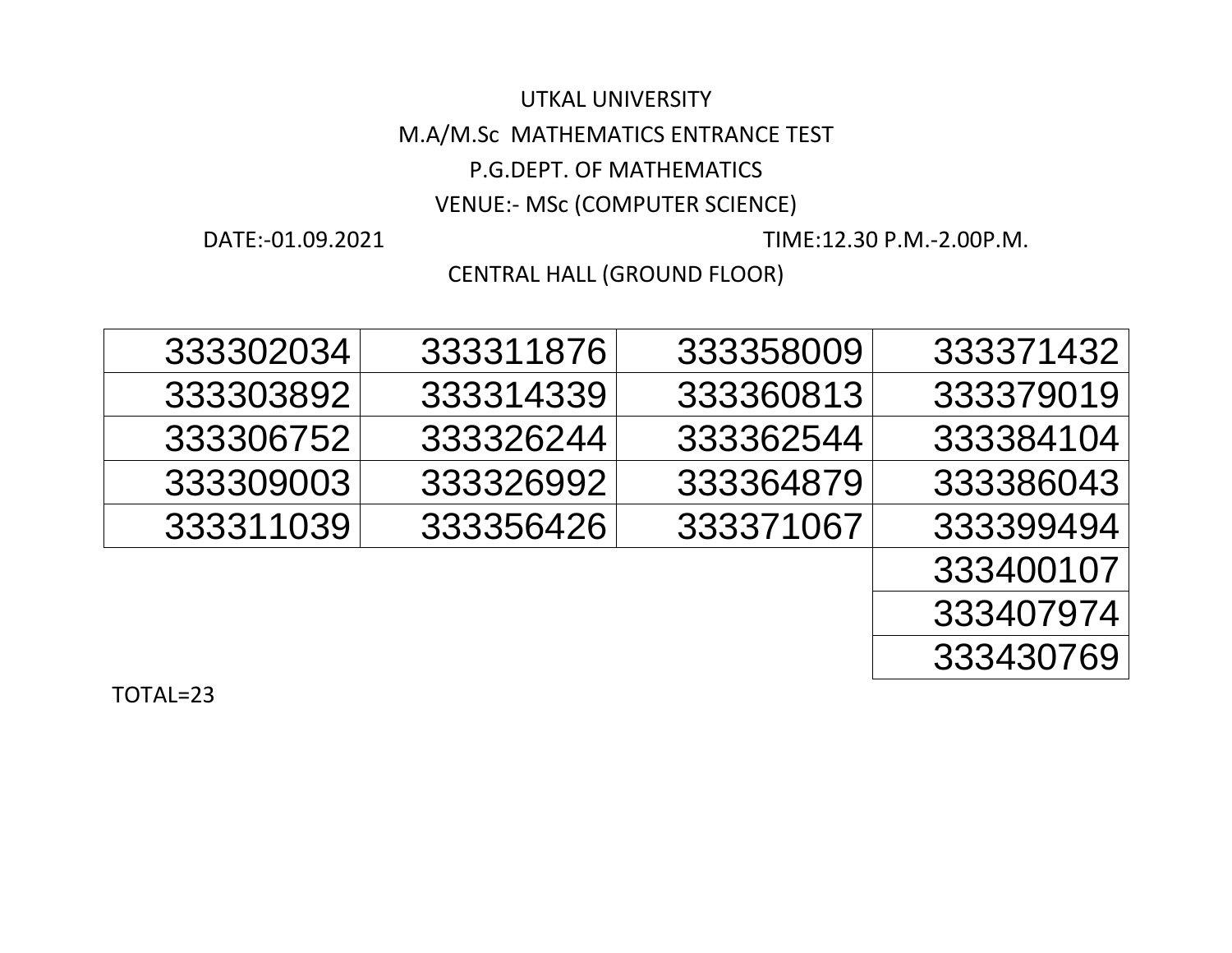UTKAL UNIVERSITY

M.A/M.Sc MATHEMATICS ENTRANCE TEST

P.G.DEPT. OF MATHEMATICS

VENUE:- MSc (COMPUTER SCIENCE)

DATE:-01.09.2021 TIME:12.30 P.M.-2.00P.M.

CENTRAL HALL (GROUND FLOOR)

| | | | |
|---|---|---|---|
| 333302034 | 333311876 | 333358009 | 333371432 |
| 333303892 | 333314339 | 333360813 | 333379019 |
| 333306752 | 333326244 | 333362544 | 333384104 |
| 333309003 | 333326992 | 333364879 | 333386043 |
| 333311039 | 333356426 | 333371067 | 333399494 |
| | | | 333400107 |
| | | | 333407974 |
| | | | 333430769 |

TOTAL=23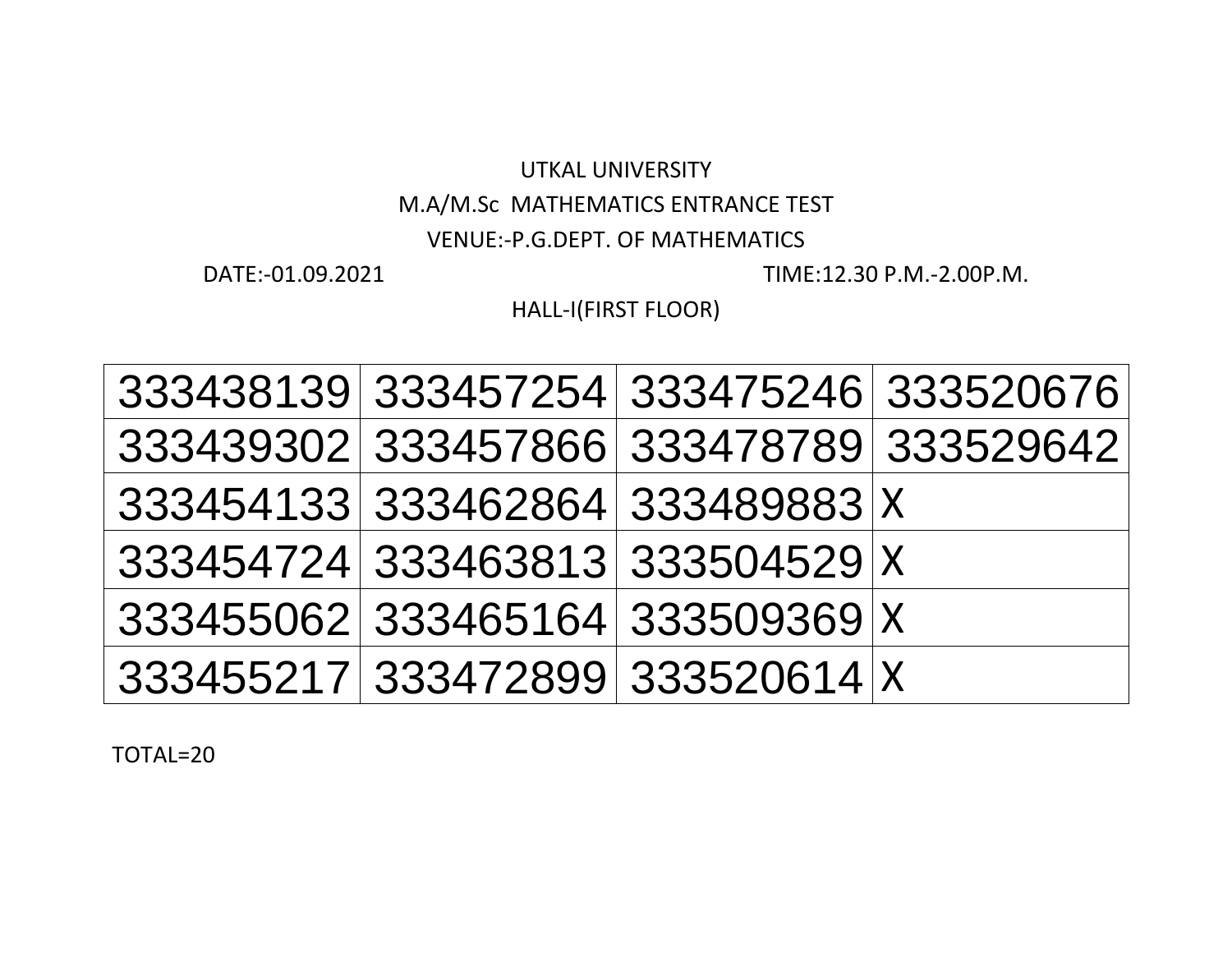UTKAL UNIVERSITY

M.A/M.Sc MATHEMATICS ENTRANCE TEST

VENUE:-P.G.DEPT. OF MATHEMATICS

DATE:-01.09.2021 TIME:12.30 P.M.-2.00P.M.

HALL-I(FIRST FLOOR)

| | | | |
|---|---|---|---|
| 333438139 | 333457254 | 333475246 | 333520676 |
| 333439302 | 333457866 | 333478789 | 333529642 |
| 333454133 | 333462864 | 333489883 | X |
| 333454724 | 333463813 | 333504529 | X |
| 333455062 | 333465164 | 333509369 | X |
| 333455217 | 333472899 | 333520614 | X |

TOTAL=20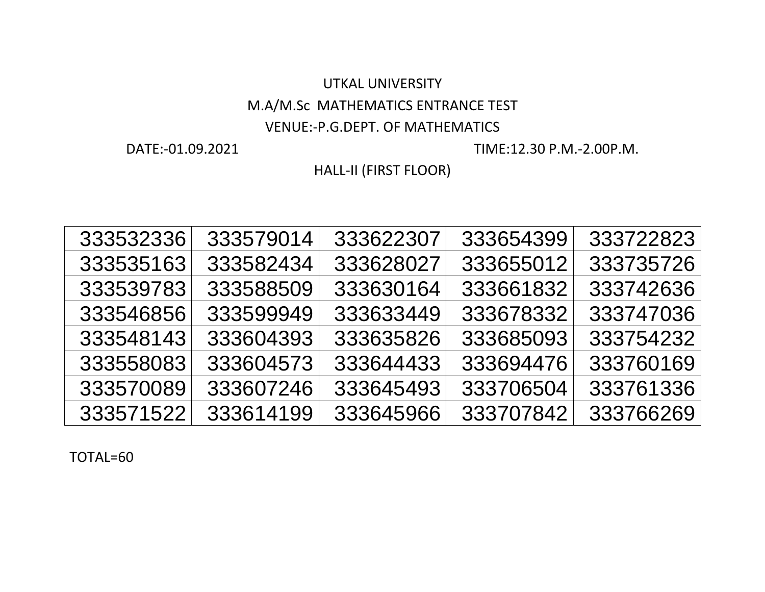UTKAL UNIVERSITY

M.A/M.Sc MATHEMATICS ENTRANCE TEST

VENUE:-P.G.DEPT. OF MATHEMATICS

DATE:-01.09.2021 TIME:12.30 P.M.-2.00P.M.

HALL-II (FIRST FLOOR)

| | | | | |
|---|---|---|---|---|
| 333532336 | 333579014 | 333622307 | 333654399 | 333722823 |
| 333535163 | 333582434 | 333628027 | 333655012 | 333735726 |
| 333539783 | 333588509 | 333630164 | 333661832 | 333742636 |
| 333546856 | 333599949 | 333633449 | 333678332 | 333747036 |
| 333548143 | 333604393 | 333635826 | 333685093 | 333754232 |
| 333558083 | 333604573 | 333644433 | 333694476 | 333760169 |
| 333570089 | 333607246 | 333645493 | 333706504 | 333761336 |
| 333571522 | 333614199 | 333645966 | 333707842 | 333766269 |

TOTAL=60